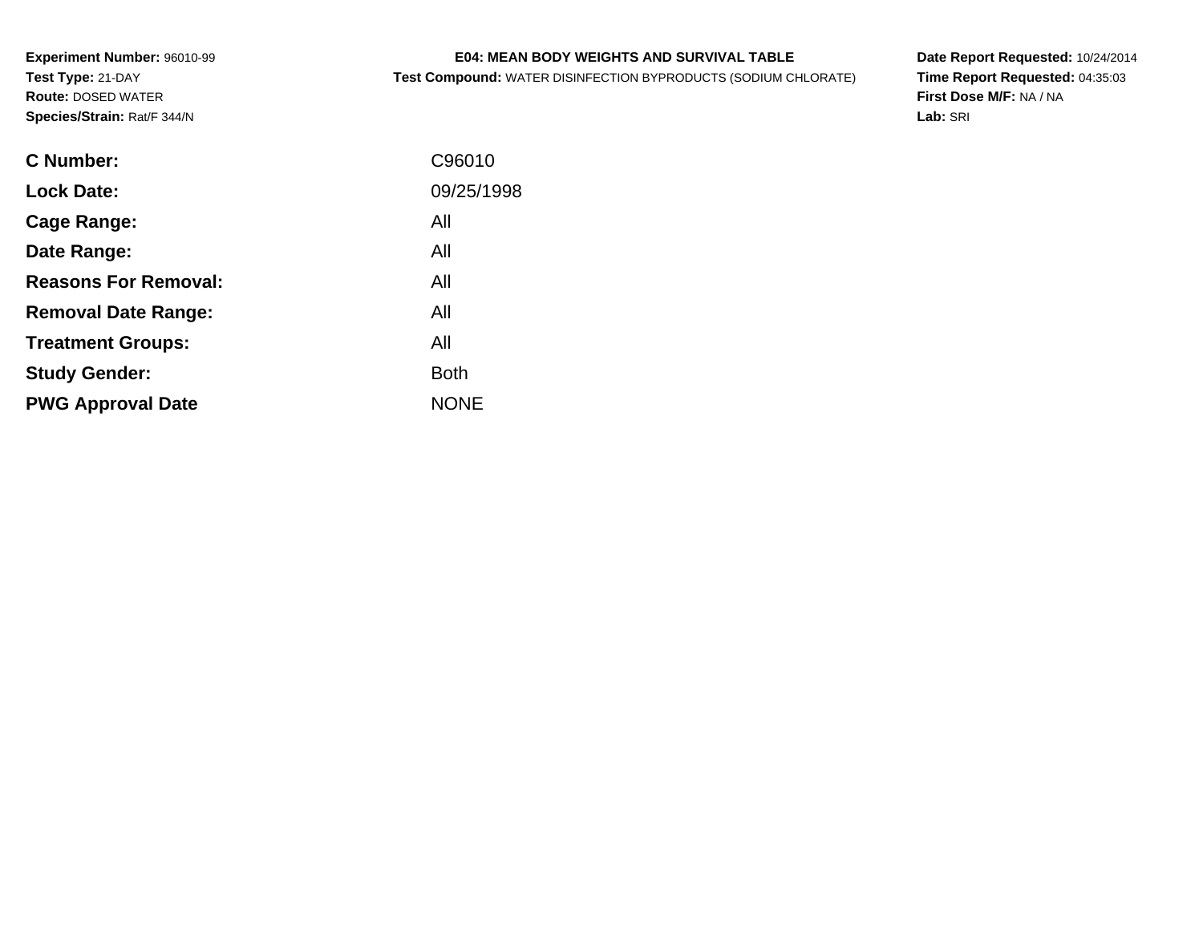**Experiment Number:** 96010-99
**Test Type:** 21-DAY
**Route:** DOSED WATER
**Species/Strain:** Rat/F 344/N

**E04: MEAN BODY WEIGHTS AND SURVIVAL TABLE**
**Test Compound:** WATER DISINFECTION BYPRODUCTS (SODIUM CHLORATE)

**Date Report Requested:** 10/24/2014
**Time Report Requested:** 04:35:03
**First Dose M/F:** NA / NA
**Lab:** SRI

| | |
|---|---|
| **C Number:** | C96010 |
| **Lock Date:** | 09/25/1998 |
| **Cage Range:** | All |
| **Date Range:** | All |
| **Reasons For Removal:** | All |
| **Removal Date Range:** | All |
| **Treatment Groups:** | All |
| **Study Gender:** | Both |
| **PWG Approval Date** | NONE |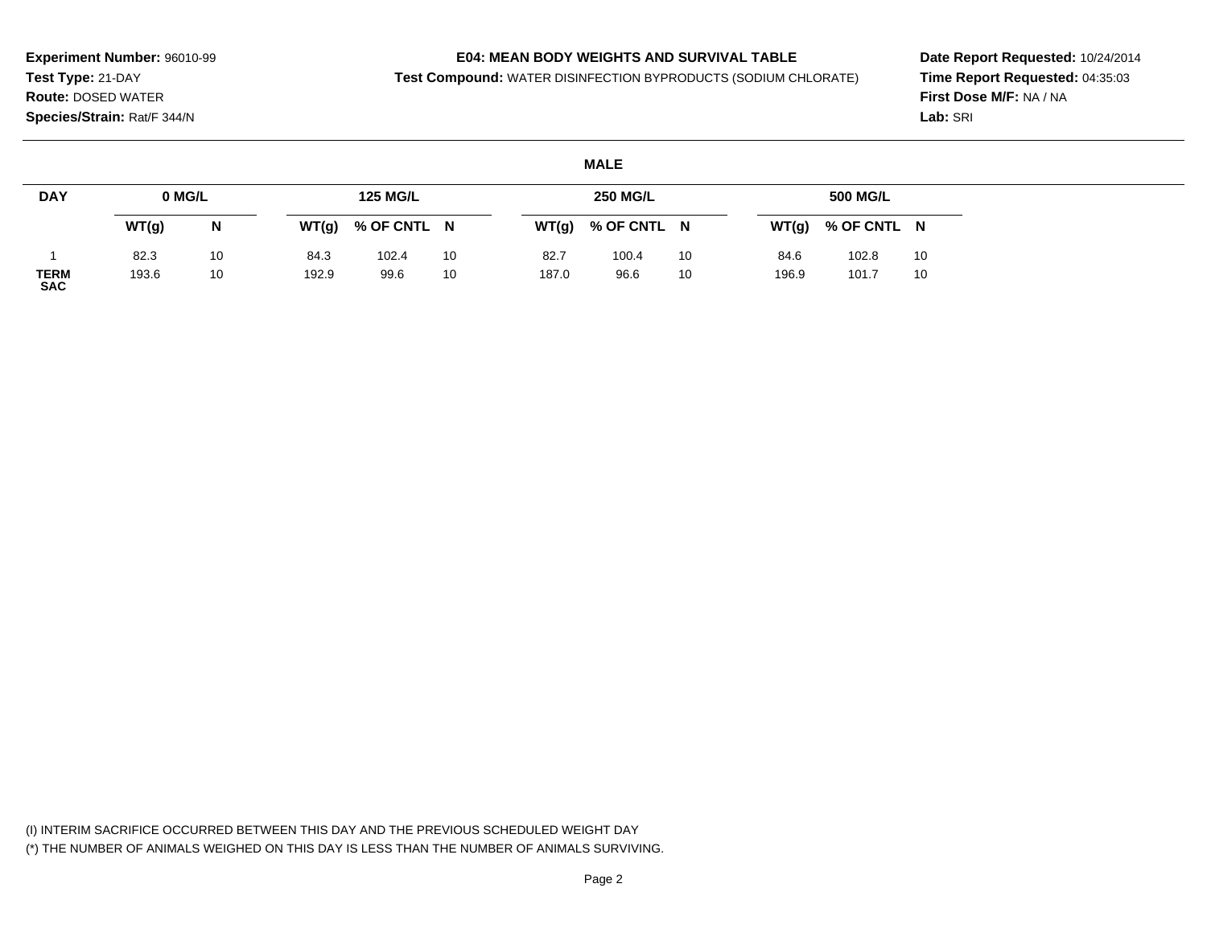**Experiment Number:** 96010-99
**Test Type:** 21-DAY
**Route:** DOSED WATER
**Species/Strain:** Rat/F 344/N

**E04: MEAN BODY WEIGHTS AND SURVIVAL TABLE**
**Test Compound:** WATER DISINFECTION BYPRODUCTS (SODIUM CHLORATE)

**Date Report Requested:** 10/24/2014
**Time Report Requested:** 04:35:03
**First Dose M/F:** NA / NA
**Lab:** SRI

**MALE**

| DAY | 0 MG/L | | 125 MG/L | | | 250 MG/L | | | 500 MG/L | | |
|---|---|---|---|---|---|---|---|---|---|---|---|
| | WT(g) | N | WT(g) | % OF CNTL | N | WT(g) | % OF CNTL | N | WT(g) | % OF CNTL | N |
| 1 | 82.3 | 10 | 84.3 | 102.4 | 10 | 82.7 | 100.4 | 10 | 84.6 | 102.8 | 10 |
| TERM SAC | 193.6 | 10 | 192.9 | 99.6 | 10 | 187.0 | 96.6 | 10 | 196.9 | 101.7 | 10 |

(I) INTERIM SACRIFICE OCCURRED BETWEEN THIS DAY AND THE PREVIOUS SCHEDULED WEIGHT DAY
(*) THE NUMBER OF ANIMALS WEIGHED ON THIS DAY IS LESS THAN THE NUMBER OF ANIMALS SURVIVING.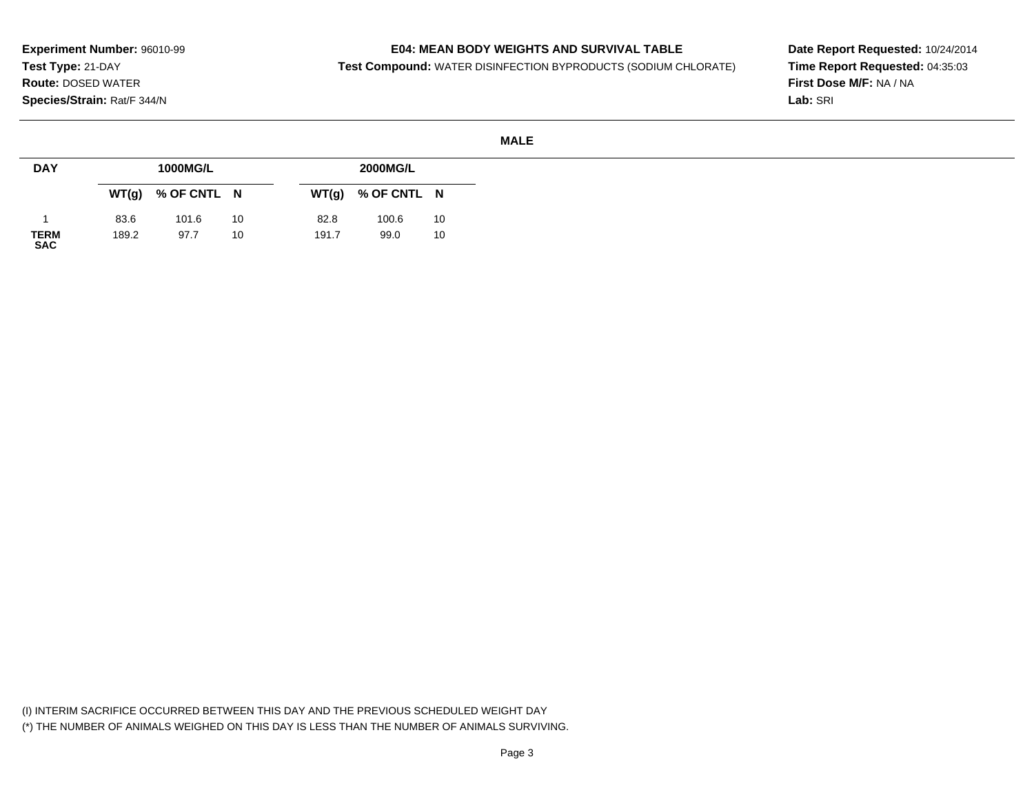**Experiment Number:** 96010-99
**Test Type:** 21-DAY
**Route:** DOSED WATER
**Species/Strain:** Rat/F 344/N

**E04: MEAN BODY WEIGHTS AND SURVIVAL TABLE**
**Test Compound:** WATER DISINFECTION BYPRODUCTS (SODIUM CHLORATE)

**Date Report Requested:** 10/24/2014
**Time Report Requested:** 04:35:03
**First Dose M/F:** NA / NA
**Lab:** SRI

**MALE**

| DAY | 1000MG/L | | | 2000MG/L | | |
|---|---|---|---|---|---|---|
| | WT(g) | % OF CNTL | N | WT(g) | % OF CNTL | N |
| 1 | 83.6 | 101.6 | 10 | 82.8 | 100.6 | 10 |
| TERM SAC | 189.2 | 97.7 | 10 | 191.7 | 99.0 | 10 |

(I) INTERIM SACRIFICE OCCURRED BETWEEN THIS DAY AND THE PREVIOUS SCHEDULED WEIGHT DAY
(*) THE NUMBER OF ANIMALS WEIGHED ON THIS DAY IS LESS THAN THE NUMBER OF ANIMALS SURVIVING.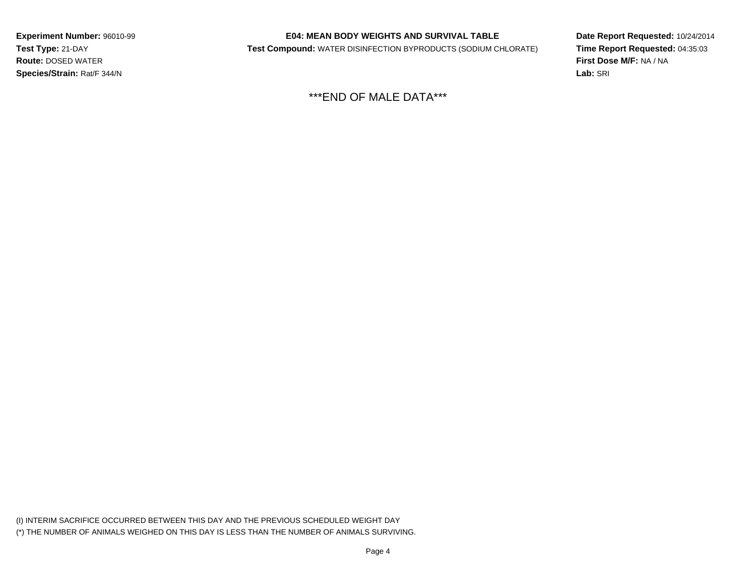**Experiment Number:** 96010-99
**Test Type:** 21-DAY
**Route:** DOSED WATER
**Species/Strain:** Rat/F 344/N

**E04: MEAN BODY WEIGHTS AND SURVIVAL TABLE**
**Test Compound:** WATER DISINFECTION BYPRODUCTS (SODIUM CHLORATE)

**Date Report Requested:** 10/24/2014
**Time Report Requested:** 04:35:03
**First Dose M/F:** NA / NA
**Lab:** SRI

***END OF MALE DATA***

(I) INTERIM SACRIFICE OCCURRED BETWEEN THIS DAY AND THE PREVIOUS SCHEDULED WEIGHT DAY
(*) THE NUMBER OF ANIMALS WEIGHED ON THIS DAY IS LESS THAN THE NUMBER OF ANIMALS SURVIVING.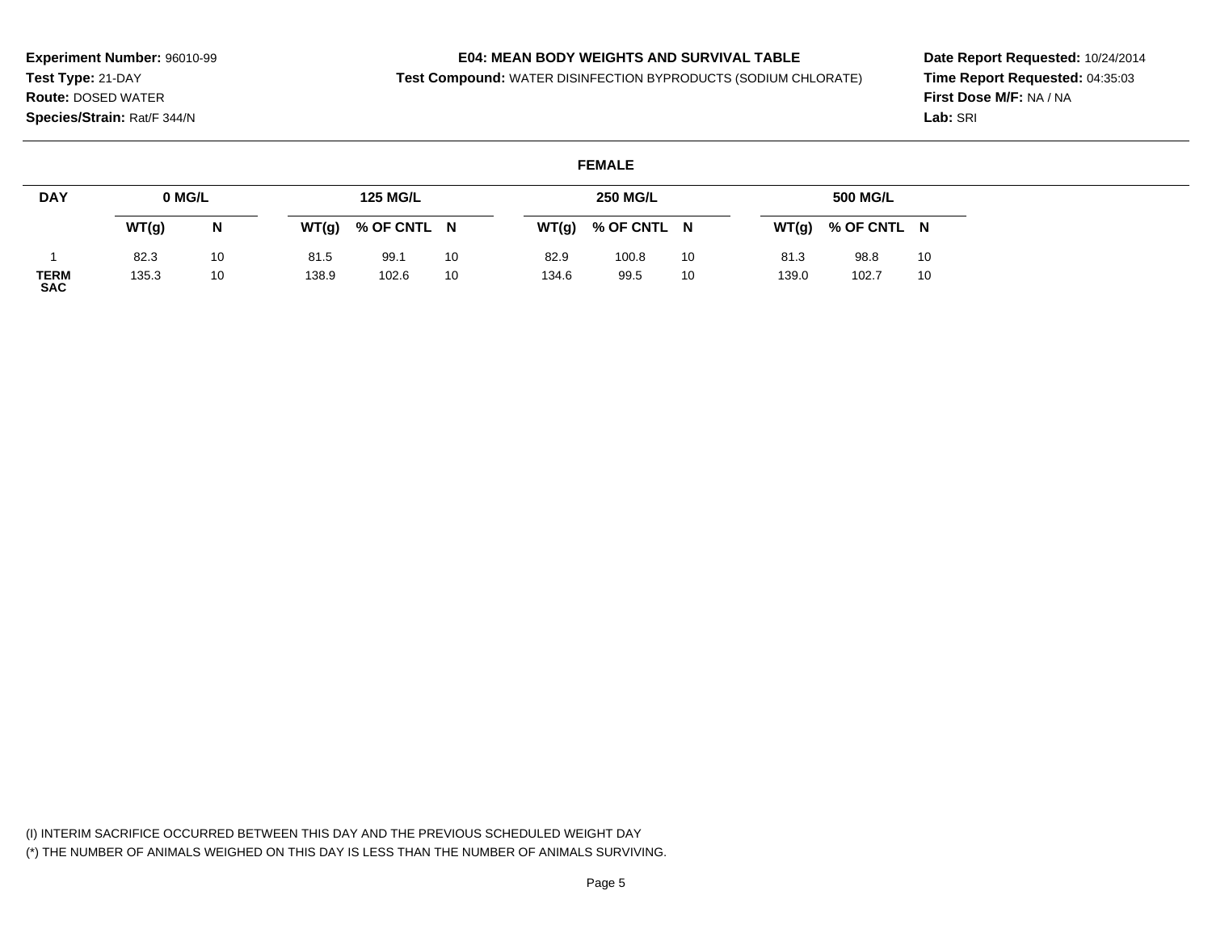**Experiment Number:** 96010-99
**Test Type:** 21-DAY
**Route:** DOSED WATER
**Species/Strain:** Rat/F 344/N

**E04: MEAN BODY WEIGHTS AND SURVIVAL TABLE**
**Test Compound:** WATER DISINFECTION BYPRODUCTS (SODIUM CHLORATE)

**Date Report Requested:** 10/24/2014
**Time Report Requested:** 04:35:03
**First Dose M/F:** NA / NA
**Lab:** SRI

**FEMALE**

| DAY | 0 MG/L | | 125 MG/L | | | 250 MG/L | | | 500 MG/L | | |
|---|---|---|---|---|---|---|---|---|---|---|---|
| | WT(g) | N | WT(g) | % OF CNTL | N | WT(g) | % OF CNTL | N | WT(g) | % OF CNTL | N |
| 1 | 82.3 | 10 | 81.5 | 99.1 | 10 | 82.9 | 100.8 | 10 | 81.3 | 98.8 | 10 |
| TERM SAC | 135.3 | 10 | 138.9 | 102.6 | 10 | 134.6 | 99.5 | 10 | 139.0 | 102.7 | 10 |

(I) INTERIM SACRIFICE OCCURRED BETWEEN THIS DAY AND THE PREVIOUS SCHEDULED WEIGHT DAY
(*) THE NUMBER OF ANIMALS WEIGHED ON THIS DAY IS LESS THAN THE NUMBER OF ANIMALS SURVIVING.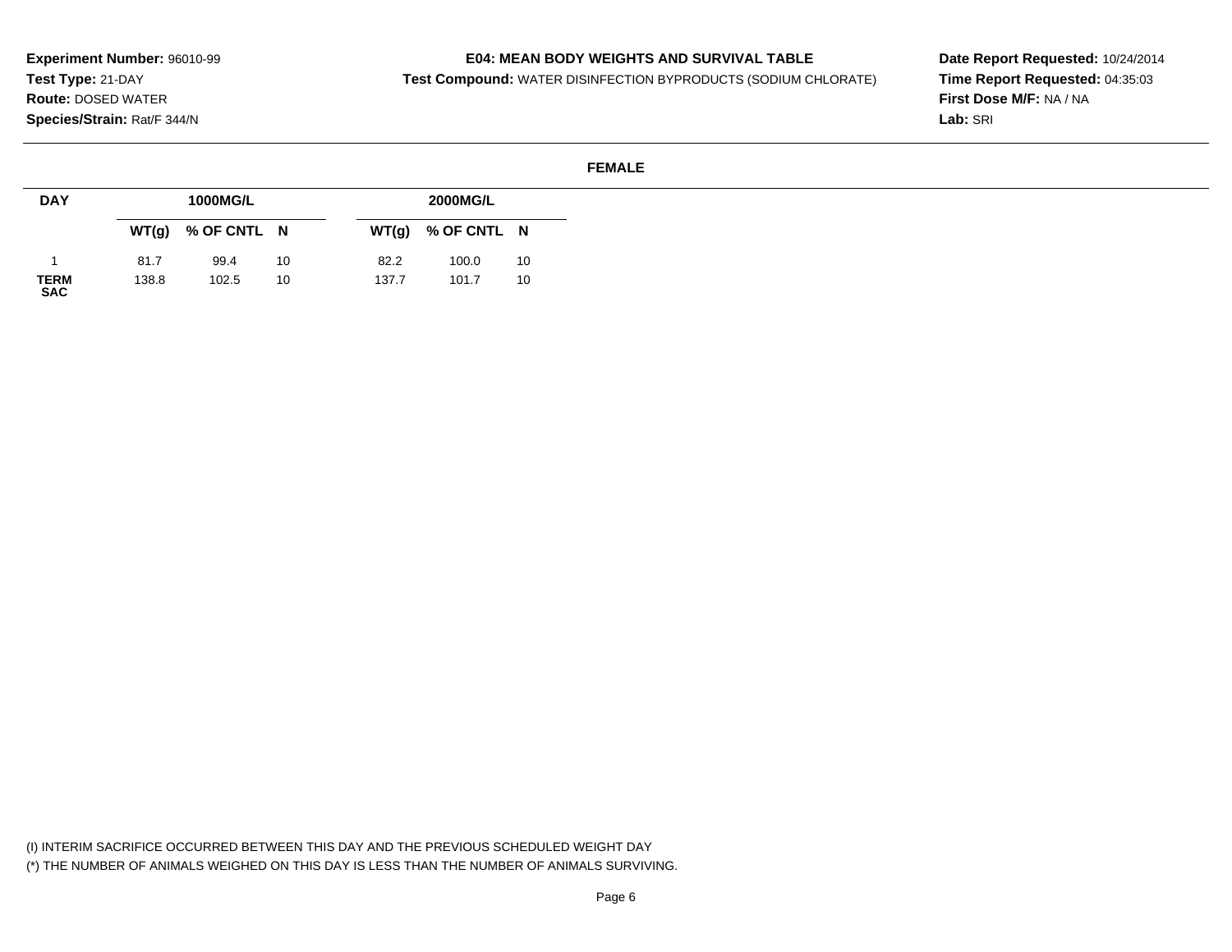**Experiment Number:** 96010-99
**Test Type:** 21-DAY
**Route:** DOSED WATER
**Species/Strain:** Rat/F 344/N

**E04: MEAN BODY WEIGHTS AND SURVIVAL TABLE**
**Test Compound:** WATER DISINFECTION BYPRODUCTS (SODIUM CHLORATE)

**Date Report Requested:** 10/24/2014
**Time Report Requested:** 04:35:03
**First Dose M/F:** NA / NA
**Lab:** SRI

**FEMALE**

| DAY | 1000MG/L | | | 2000MG/L | | |
|---|---|---|---|---|---|---|
| | WT(g) | % OF CNTL | N | WT(g) | % OF CNTL | N |
| 1 | 81.7 | 99.4 | 10 | 82.2 | 100.0 | 10 |
| TERM SAC | 138.8 | 102.5 | 10 | 137.7 | 101.7 | 10 |

(I) INTERIM SACRIFICE OCCURRED BETWEEN THIS DAY AND THE PREVIOUS SCHEDULED WEIGHT DAY
(*) THE NUMBER OF ANIMALS WEIGHED ON THIS DAY IS LESS THAN THE NUMBER OF ANIMALS SURVIVING.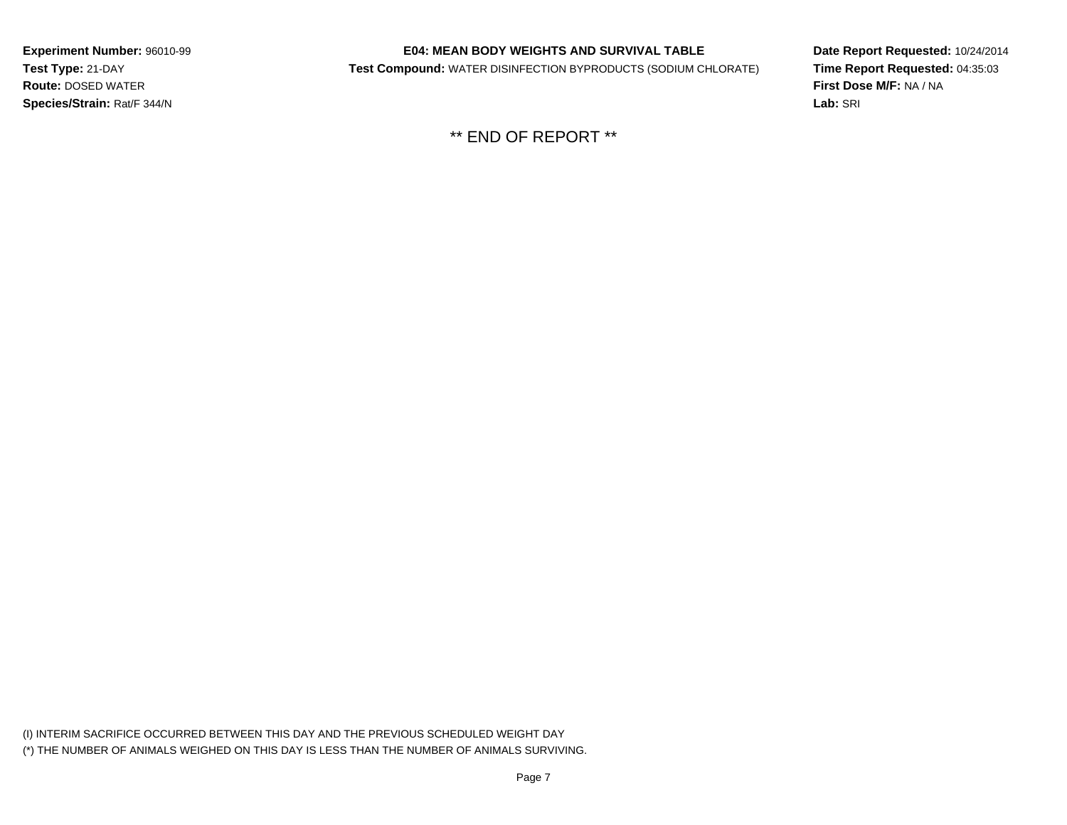**Experiment Number:** 96010-99
**Test Type:** 21-DAY
**Route:** DOSED WATER
**Species/Strain:** Rat/F 344/N

**E04: MEAN BODY WEIGHTS AND SURVIVAL TABLE**
**Test Compound:** WATER DISINFECTION BYPRODUCTS (SODIUM CHLORATE)

**Date Report Requested:** 10/24/2014
**Time Report Requested:** 04:35:03
**First Dose M/F:** NA / NA
**Lab:** SRI

** END OF REPORT **

(I) INTERIM SACRIFICE OCCURRED BETWEEN THIS DAY AND THE PREVIOUS SCHEDULED WEIGHT DAY
(*) THE NUMBER OF ANIMALS WEIGHED ON THIS DAY IS LESS THAN THE NUMBER OF ANIMALS SURVIVING.